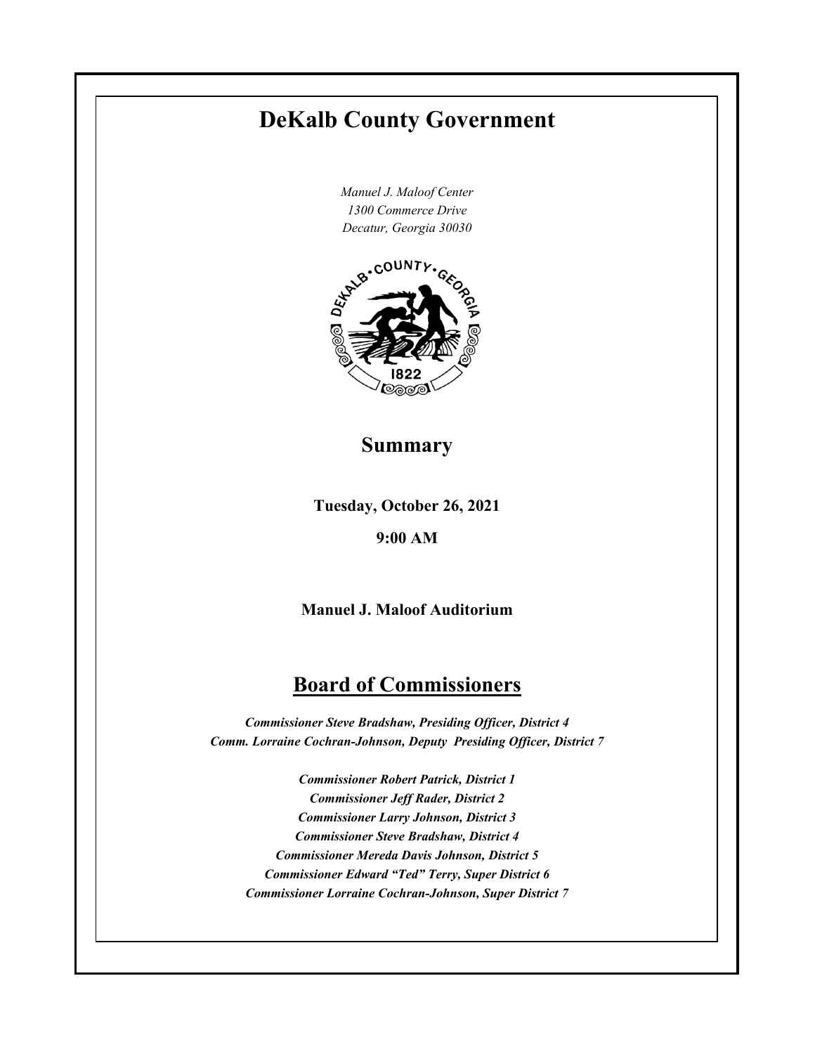# DeKalb County Government

*Manuel J. Maloof Center*
*1300 Commerce Drive*
*Decatur, Georgia 30030*

## Summary

**Tuesday, October 26, 2021**

**9:00 AM**

**Manuel J. Maloof Auditorium**

## Board of Commissioners

***Commissioner Steve Bradshaw, Presiding Officer, District 4***
***Comm. Lorraine Cochran-Johnson, Deputy Presiding Officer, District 7***

***Commissioner Robert Patrick, District 1***
***Commissioner Jeff Rader, District 2***
***Commissioner Larry Johnson, District 3***
***Commissioner Steve Bradshaw, District 4***
***Commissioner Mereda Davis Johnson, District 5***
***Commissioner Edward "Ted" Terry, Super District 6***
***Commissioner Lorraine Cochran-Johnson, Super District 7***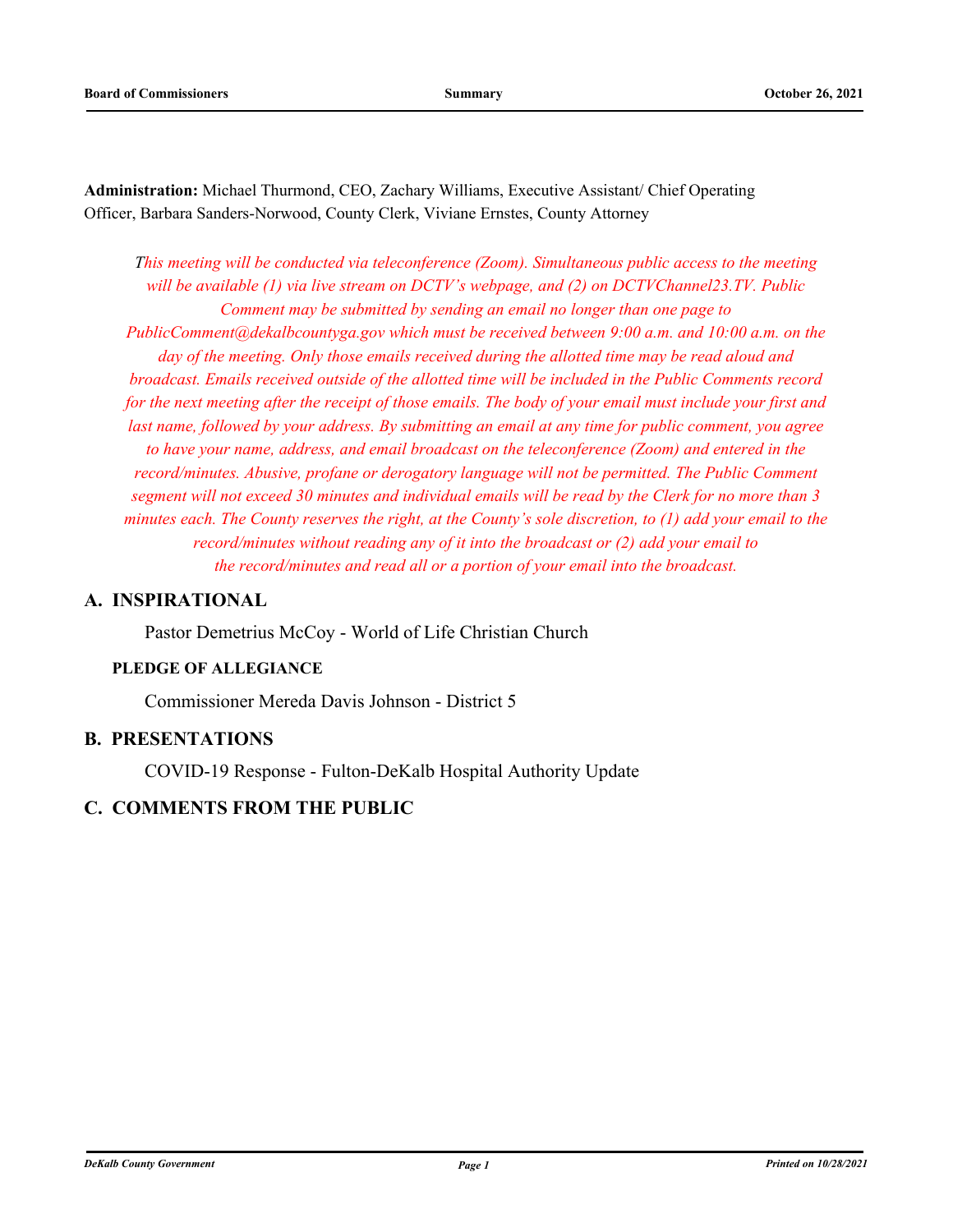**Administration:** Michael Thurmond, CEO, Zachary Williams, Executive Assistant/ Chief Operating Officer, Barbara Sanders-Norwood, County Clerk, Viviane Ernstes, County Attorney

*This meeting will be conducted via teleconference (Zoom). Simultaneous public access to the meeting will be available (1) via live stream on DCTV's webpage, and (2) on DCTVChannel23.TV. Public Comment may be submitted by sending an email no longer than one page to PublicComment@dekalbcountyga.gov which must be received between 9:00 a.m. and 10:00 a.m. on the day of the meeting. Only those emails received during the allotted time may be read aloud and broadcast. Emails received outside of the allotted time will be included in the Public Comments record for the next meeting after the receipt of those emails. The body of your email must include your first and last name, followed by your address. By submitting an email at any time for public comment, you agree to have your name, address, and email broadcast on the teleconference (Zoom) and entered in the record/minutes. Abusive, profane or derogatory language will not be permitted. The Public Comment segment will not exceed 30 minutes and individual emails will be read by the Clerk for no more than 3 minutes each. The County reserves the right, at the County's sole discretion, to (1) add your email to the record/minutes without reading any of it into the broadcast or (2) add your email to the record/minutes and read all or a portion of your email into the broadcast.*

## A. INSPIRATIONAL

Pastor Demetrius McCoy - World of Life Christian Church

### PLEDGE OF ALLEGIANCE

Commissioner Mereda Davis Johnson - District 5

## B. PRESENTATIONS

COVID-19 Response - Fulton-DeKalb Hospital Authority Update

## C. COMMENTS FROM THE PUBLIC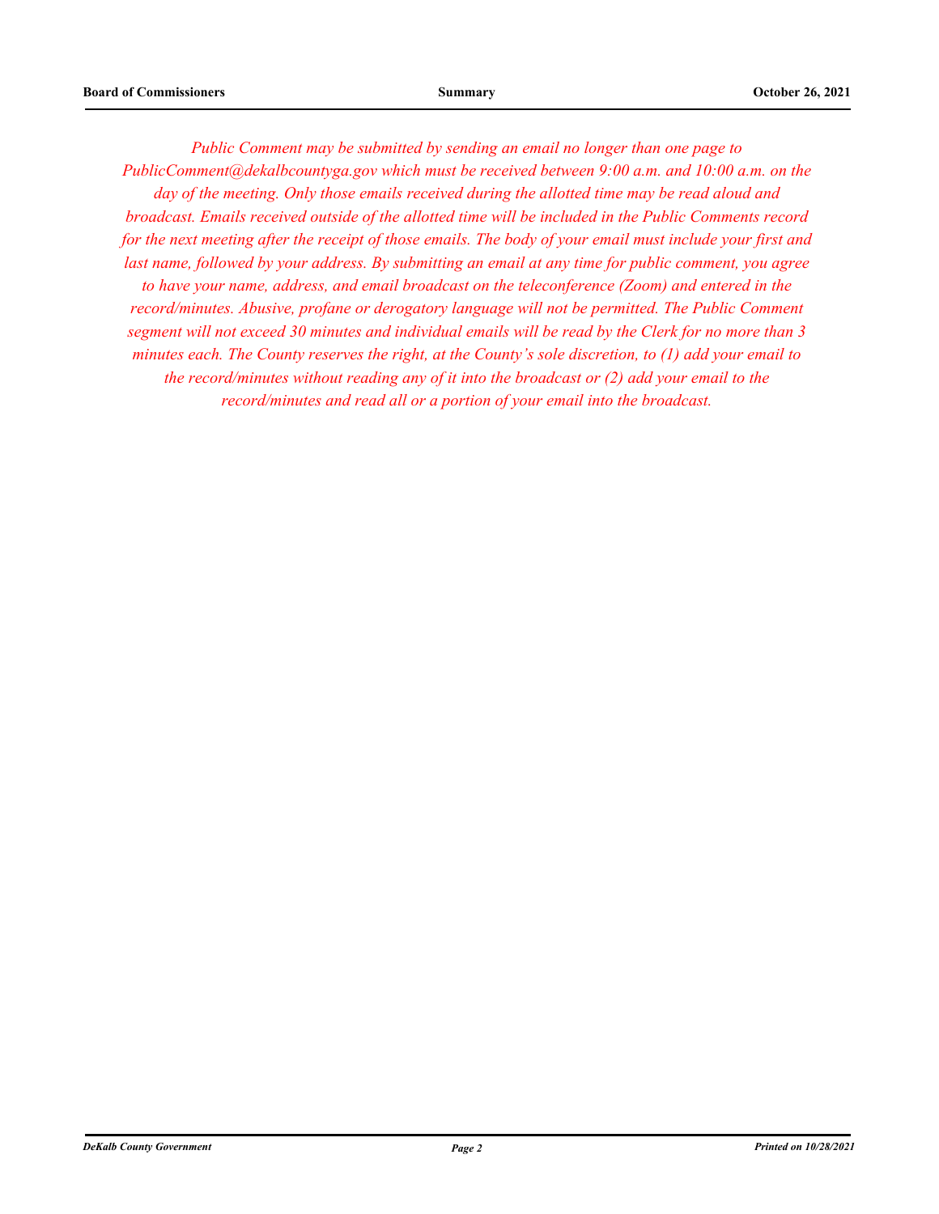*Public Comment may be submitted by sending an email no longer than one page to PublicComment@dekalbcountyga.gov which must be received between 9:00 a.m. and 10:00 a.m. on the day of the meeting. Only those emails received during the allotted time may be read aloud and broadcast. Emails received outside of the allotted time will be included in the Public Comments record for the next meeting after the receipt of those emails. The body of your email must include your first and last name, followed by your address. By submitting an email at any time for public comment, you agree to have your name, address, and email broadcast on the teleconference (Zoom) and entered in the record/minutes. Abusive, profane or derogatory language will not be permitted. The Public Comment segment will not exceed 30 minutes and individual emails will be read by the Clerk for no more than 3 minutes each. The County reserves the right, at the County's sole discretion, to (1) add your email to the record/minutes without reading any of it into the broadcast or (2) add your email to the record/minutes and read all or a portion of your email into the broadcast.*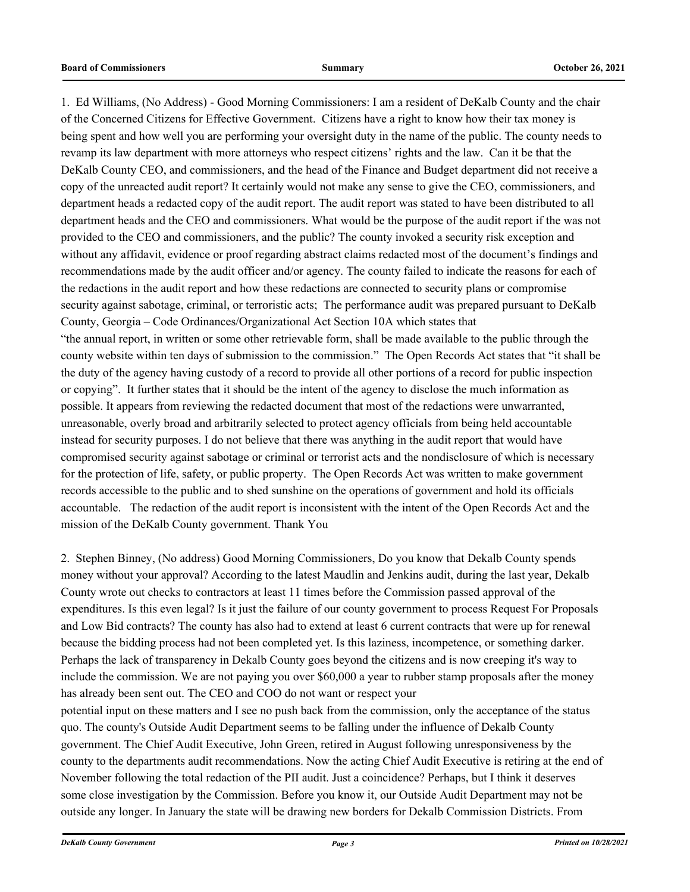1. Ed Williams, (No Address) - Good Morning Commissioners: I am a resident of DeKalb County and the chair of the Concerned Citizens for Effective Government. Citizens have a right to know how their tax money is being spent and how well you are performing your oversight duty in the name of the public. The county needs to revamp its law department with more attorneys who respect citizens' rights and the law. Can it be that the DeKalb County CEO, and commissioners, and the head of the Finance and Budget department did not receive a copy of the unreacted audit report? It certainly would not make any sense to give the CEO, commissioners, and department heads a redacted copy of the audit report. The audit report was stated to have been distributed to all department heads and the CEO and commissioners. What would be the purpose of the audit report if the was not provided to the CEO and commissioners, and the public? The county invoked a security risk exception and without any affidavit, evidence or proof regarding abstract claims redacted most of the document's findings and recommendations made by the audit officer and/or agency. The county failed to indicate the reasons for each of the redactions in the audit report and how these redactions are connected to security plans or compromise security against sabotage, criminal, or terroristic acts; The performance audit was prepared pursuant to DeKalb County, Georgia – Code Ordinances/Organizational Act Section 10A which states that "the annual report, in written or some other retrievable form, shall be made available to the public through the county website within ten days of submission to the commission." The Open Records Act states that "it shall be the duty of the agency having custody of a record to provide all other portions of a record for public inspection or copying". It further states that it should be the intent of the agency to disclose the much information as possible. It appears from reviewing the redacted document that most of the redactions were unwarranted, unreasonable, overly broad and arbitrarily selected to protect agency officials from being held accountable instead for security purposes. I do not believe that there was anything in the audit report that would have compromised security against sabotage or criminal or terrorist acts and the nondisclosure of which is necessary for the protection of life, safety, or public property. The Open Records Act was written to make government records accessible to the public and to shed sunshine on the operations of government and hold its officials accountable. The redaction of the audit report is inconsistent with the intent of the Open Records Act and the mission of the DeKalb County government. Thank You

2. Stephen Binney, (No address) Good Morning Commissioners, Do you know that Dekalb County spends money without your approval? According to the latest Maudlin and Jenkins audit, during the last year, Dekalb County wrote out checks to contractors at least 11 times before the Commission passed approval of the expenditures. Is this even legal? Is it just the failure of our county government to process Request For Proposals and Low Bid contracts? The county has also had to extend at least 6 current contracts that were up for renewal because the bidding process had not been completed yet. Is this laziness, incompetence, or something darker. Perhaps the lack of transparency in Dekalb County goes beyond the citizens and is now creeping it's way to include the commission. We are not paying you over $60,000 a year to rubber stamp proposals after the money has already been sent out. The CEO and COO do not want or respect your potential input on these matters and I see no push back from the commission, only the acceptance of the status quo. The county's Outside Audit Department seems to be falling under the influence of Dekalb County government. The Chief Audit Executive, John Green, retired in August following unresponsiveness by the county to the departments audit recommendations. Now the acting Chief Audit Executive is retiring at the end of November following the total redaction of the PII audit. Just a coincidence? Perhaps, but I think it deserves some close investigation by the Commission. Before you know it, our Outside Audit Department may not be outside any longer. In January the state will be drawing new borders for Dekalb Commission Districts. From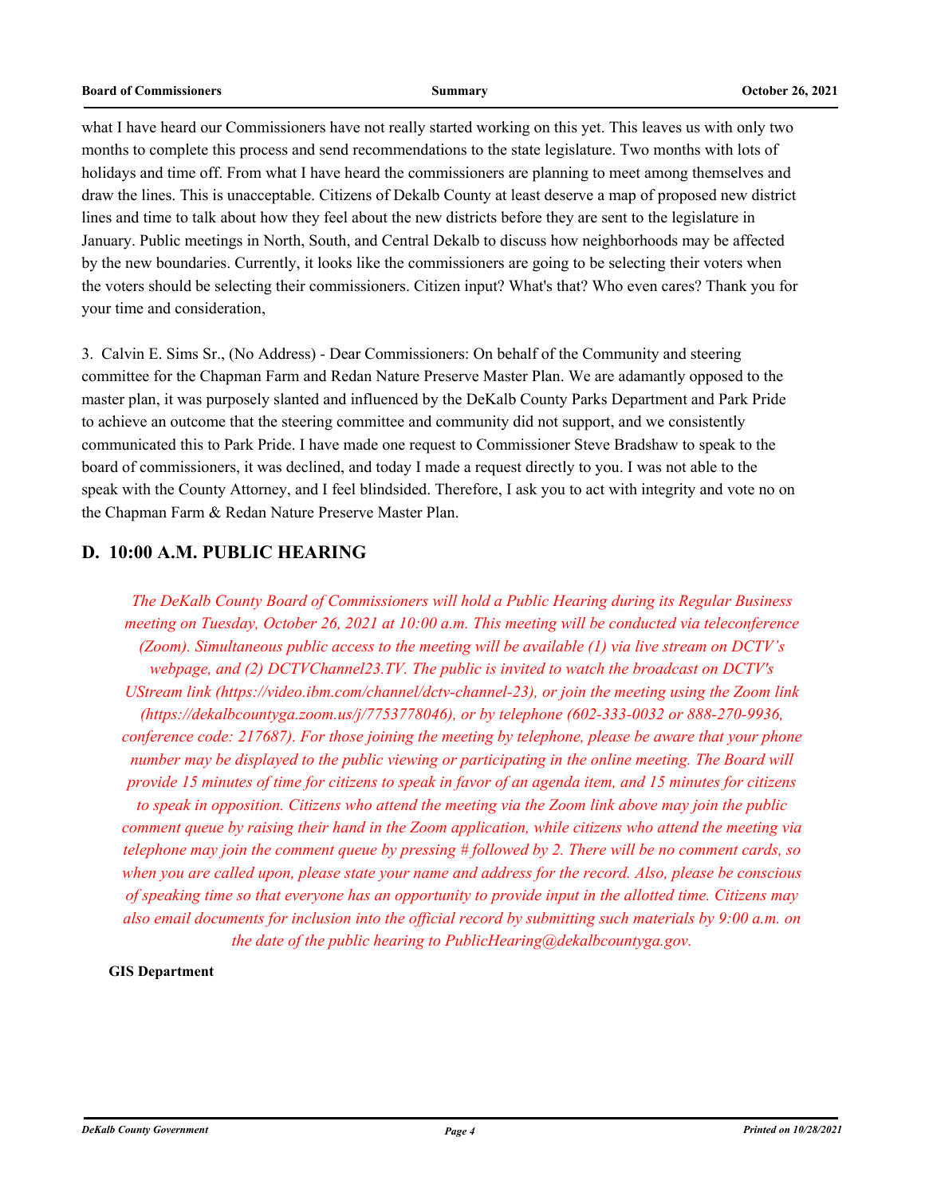what I have heard our Commissioners have not really started working on this yet. This leaves us with only two months to complete this process and send recommendations to the state legislature. Two months with lots of holidays and time off. From what I have heard the commissioners are planning to meet among themselves and draw the lines. This is unacceptable. Citizens of Dekalb County at least deserve a map of proposed new district lines and time to talk about how they feel about the new districts before they are sent to the legislature in January. Public meetings in North, South, and Central Dekalb to discuss how neighborhoods may be affected by the new boundaries. Currently, it looks like the commissioners are going to be selecting their voters when the voters should be selecting their commissioners. Citizen input? What's that? Who even cares? Thank you for your time and consideration,

3. Calvin E. Sims Sr., (No Address) - Dear Commissioners: On behalf of the Community and steering committee for the Chapman Farm and Redan Nature Preserve Master Plan. We are adamantly opposed to the master plan, it was purposely slanted and influenced by the DeKalb County Parks Department and Park Pride to achieve an outcome that the steering committee and community did not support, and we consistently communicated this to Park Pride. I have made one request to Commissioner Steve Bradshaw to speak to the board of commissioners, it was declined, and today I made a request directly to you. I was not able to the speak with the County Attorney, and I feel blindsided. Therefore, I ask you to act with integrity and vote no on the Chapman Farm & Redan Nature Preserve Master Plan.

## D. 10:00 A.M. PUBLIC HEARING

*The DeKalb County Board of Commissioners will hold a Public Hearing during its Regular Business meeting on Tuesday, October 26, 2021 at 10:00 a.m. This meeting will be conducted via teleconference (Zoom). Simultaneous public access to the meeting will be available (1) via live stream on DCTV's webpage, and (2) DCTVChannel23.TV. The public is invited to watch the broadcast on DCTV's UStream link (https://video.ibm.com/channel/dctv-channel-23), or join the meeting using the Zoom link (https://dekalbcountyga.zoom.us/j/7753778046), or by telephone (602-333-0032 or 888-270-9936, conference code: 217687). For those joining the meeting by telephone, please be aware that your phone number may be displayed to the public viewing or participating in the online meeting. The Board will provide 15 minutes of time for citizens to speak in favor of an agenda item, and 15 minutes for citizens to speak in opposition. Citizens who attend the meeting via the Zoom link above may join the public comment queue by raising their hand in the Zoom application, while citizens who attend the meeting via telephone may join the comment queue by pressing # followed by 2. There will be no comment cards, so when you are called upon, please state your name and address for the record. Also, please be conscious of speaking time so that everyone has an opportunity to provide input in the allotted time. Citizens may also email documents for inclusion into the official record by submitting such materials by 9:00 a.m. on the date of the public hearing to PublicHearing@dekalbcountyga.gov.*

**GIS Department**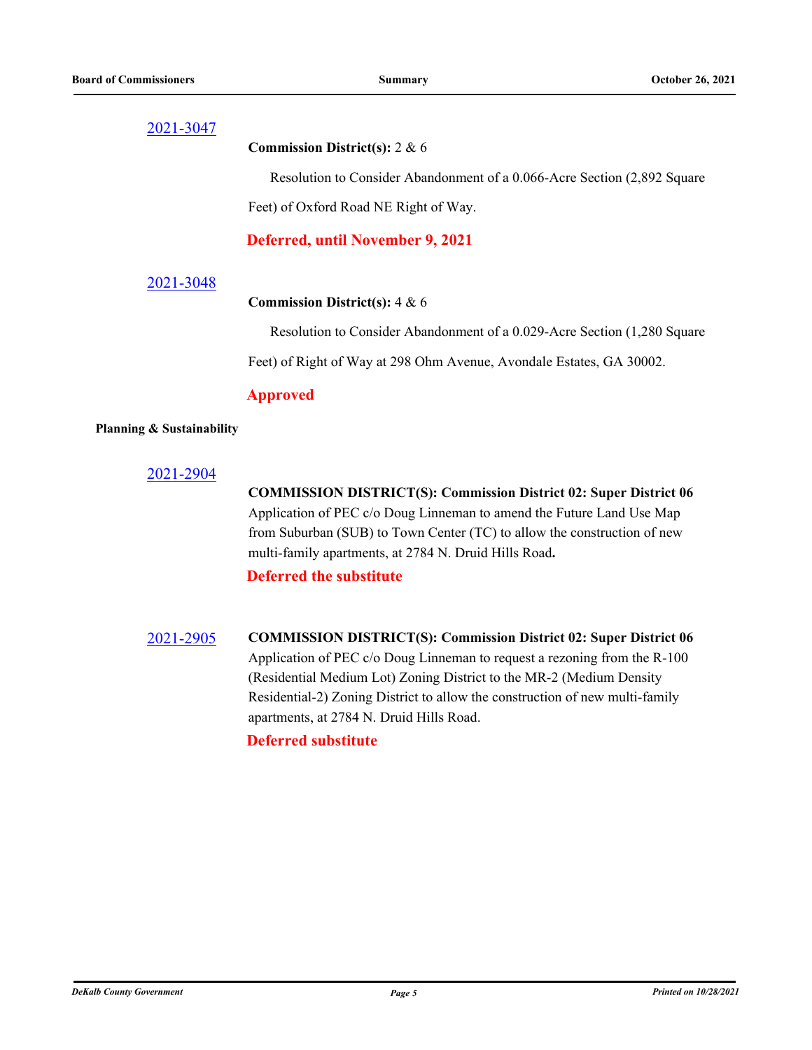[2021-3047](#)

**Commission District(s):** 2 & 6

Resolution to Consider Abandonment of a 0.066-Acre Section (2,892 Square Feet) of Oxford Road NE Right of Way.

**Deferred, until November 9, 2021**

[2021-3048](#)

**Commission District(s):** 4 & 6

Resolution to Consider Abandonment of a 0.029-Acre Section (1,280 Square Feet) of Right of Way at 298 Ohm Avenue, Avondale Estates, GA 30002.

**Approved**

**Planning & Sustainability**

[2021-2904](#)

**COMMISSION DISTRICT(S): Commission District 02: Super District 06**

Application of PEC c/o Doug Linneman to amend the Future Land Use Map from Suburban (SUB) to Town Center (TC) to allow the construction of new multi-family apartments, at 2784 N. Druid Hills Road**.**

**Deferred the substitute**

[2021-2905](#)

**COMMISSION DISTRICT(S): Commission District 02: Super District 06**

Application of PEC c/o Doug Linneman to request a rezoning from the R-100 (Residential Medium Lot) Zoning District to the MR-2 (Medium Density Residential-2) Zoning District to allow the construction of new multi-family apartments, at 2784 N. Druid Hills Road.

**Deferred substitute**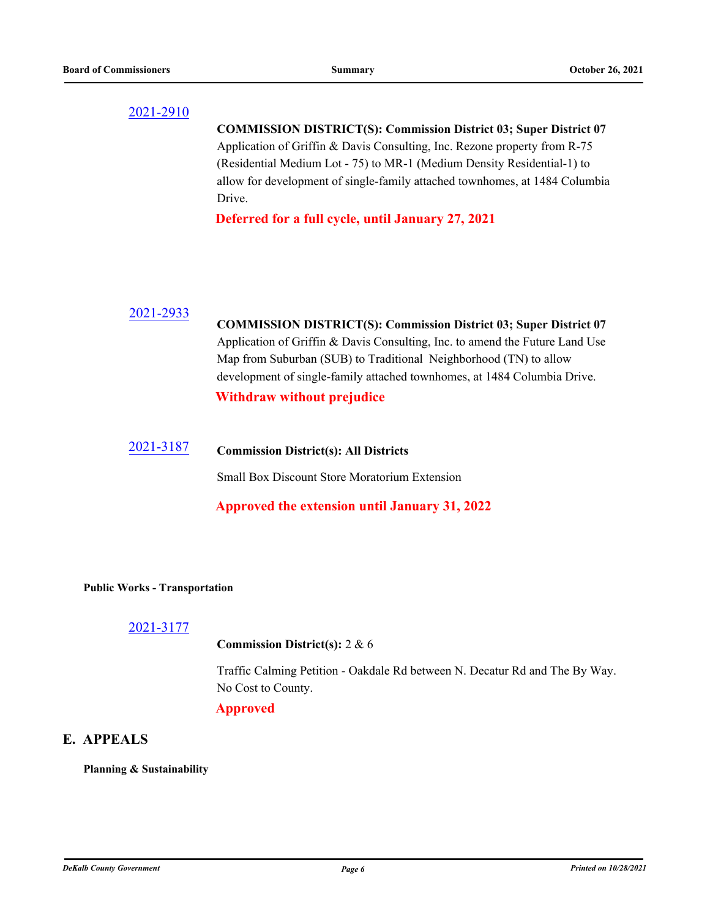2021-2910

**COMMISSION DISTRICT(S): Commission District 03; Super District 07**
Application of Griffin & Davis Consulting, Inc. Rezone property from R-75 (Residential Medium Lot - 75) to MR-1 (Medium Density Residential-1) to allow for development of single-family attached townhomes, at 1484 Columbia Drive.

**Deferred for a full cycle, until January 27, 2021**

2021-2933

**COMMISSION DISTRICT(S): Commission District 03; Super District 07**
Application of Griffin & Davis Consulting, Inc. to amend the Future Land Use Map from Suburban (SUB) to Traditional Neighborhood (TN) to allow development of single-family attached townhomes, at 1484 Columbia Drive.

**Withdraw without prejudice**

2021-3187

**Commission District(s): All Districts**

Small Box Discount Store Moratorium Extension

**Approved the extension until January 31, 2022**

**Public Works - Transportation**

2021-3177

**Commission District(s):** 2 & 6

Traffic Calming Petition - Oakdale Rd between N. Decatur Rd and The By Way. No Cost to County.

**Approved**

## E. APPEALS

**Planning & Sustainability**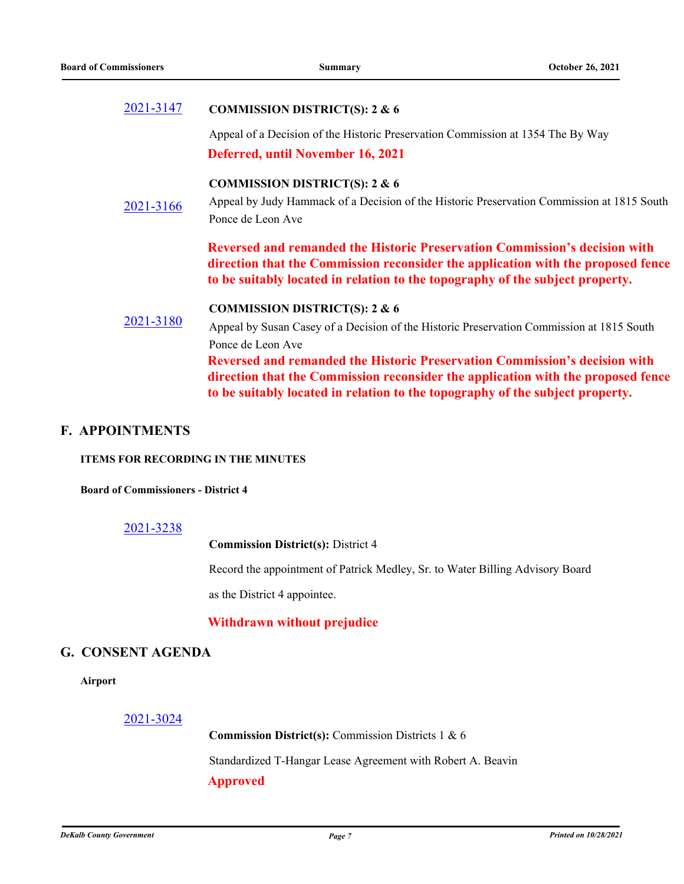2021-3147

**COMMISSION DISTRICT(S): 2 & 6**

Appeal of a Decision of the Historic Preservation Commission at 1354 The By Way

**Deferred, until November 16, 2021**

2021-3166

**COMMISSION DISTRICT(S): 2 & 6**

Appeal by Judy Hammack of a Decision of the Historic Preservation Commission at 1815 South Ponce de Leon Ave

**Reversed and remanded the Historic Preservation Commission's decision with direction that the Commission reconsider the application with the proposed fence to be suitably located in relation to the topography of the subject property.**

2021-3180

**COMMISSION DISTRICT(S): 2 & 6**

Appeal by Susan Casey of a Decision of the Historic Preservation Commission at 1815 South Ponce de Leon Ave

**Reversed and remanded the Historic Preservation Commission's decision with direction that the Commission reconsider the application with the proposed fence to be suitably located in relation to the topography of the subject property.**

## F. APPOINTMENTS

**ITEMS FOR RECORDING IN THE MINUTES**

**Board of Commissioners - District 4**

2021-3238

**Commission District(s):** District 4

Record the appointment of Patrick Medley, Sr. to Water Billing Advisory Board as the District 4 appointee.

**Withdrawn without prejudice**

## G. CONSENT AGENDA

**Airport**

2021-3024

**Commission District(s):** Commission Districts 1 & 6

Standardized T-Hangar Lease Agreement with Robert A. Beavin

**Approved**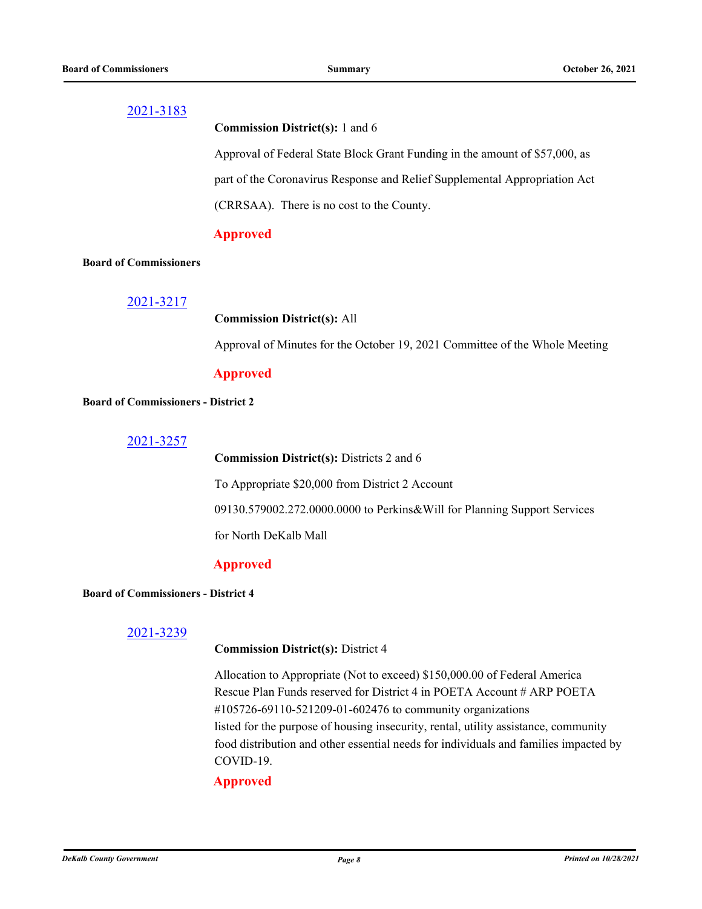[2021-3183](#)

**Commission District(s):** 1 and 6

Approval of Federal State Block Grant Funding in the amount of $57,000, as part of the Coronavirus Response and Relief Supplemental Appropriation Act (CRRSAA). There is no cost to the County.

**Approved**

**Board of Commissioners**

[2021-3217](#)

**Commission District(s):** All

Approval of Minutes for the October 19, 2021 Committee of the Whole Meeting

**Approved**

**Board of Commissioners - District 2**

[2021-3257](#)

**Commission District(s):** Districts 2 and 6

To Appropriate $20,000 from District 2 Account 09130.579002.272.0000.0000 to Perkins&Will for Planning Support Services for North DeKalb Mall

**Approved**

**Board of Commissioners - District 4**

[2021-3239](#)

**Commission District(s):** District 4

Allocation to Appropriate (Not to exceed) $150,000.00 of Federal America Rescue Plan Funds reserved for District 4 in POETA Account # ARP POETA #105726-69110-521209-01-602476 to community organizations listed for the purpose of housing insecurity, rental, utility assistance, community food distribution and other essential needs for individuals and families impacted by COVID-19.

**Approved**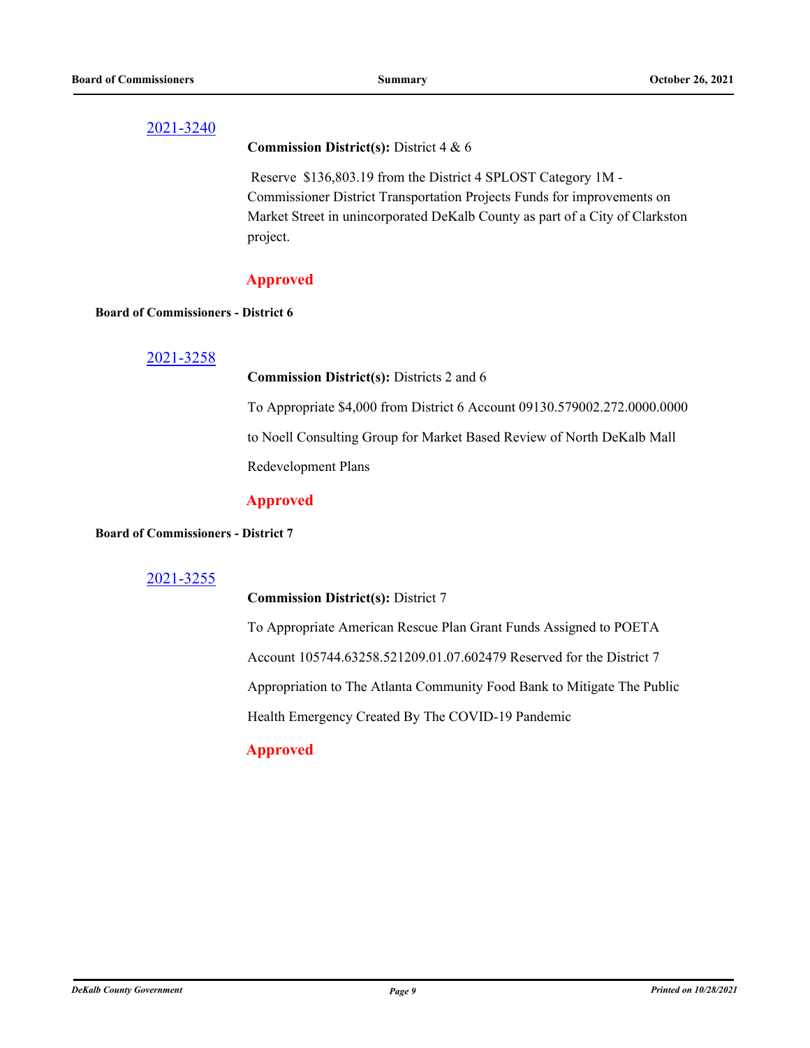[2021-3240](#)

**Commission District(s):** District 4 & 6

Reserve $136,803.19 from the District 4 SPLOST Category 1M - Commissioner District Transportation Projects Funds for improvements on Market Street in unincorporated DeKalb County as part of a City of Clarkston project.

**Approved**

**Board of Commissioners - District 6**

[2021-3258](#)

**Commission District(s):** Districts 2 and 6

To Appropriate $4,000 from District 6 Account 09130.579002.272.0000.0000 to Noell Consulting Group for Market Based Review of North DeKalb Mall Redevelopment Plans

**Approved**

**Board of Commissioners - District 7**

[2021-3255](#)

**Commission District(s):** District 7

To Appropriate American Rescue Plan Grant Funds Assigned to POETA Account 105744.63258.521209.01.07.602479 Reserved for the District 7 Appropriation to The Atlanta Community Food Bank to Mitigate The Public Health Emergency Created By The COVID-19 Pandemic

**Approved**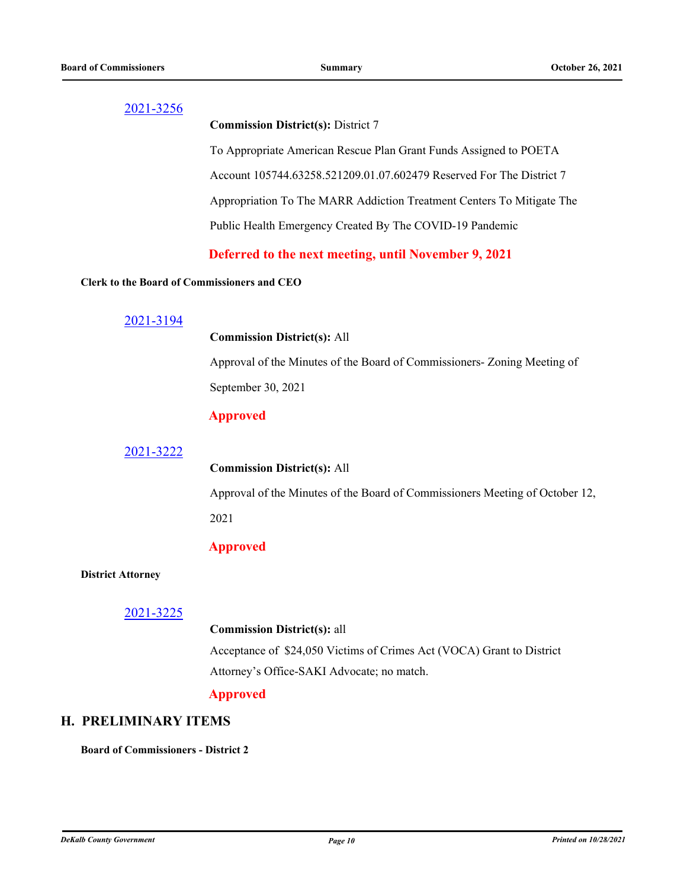[2021-3256]

**Commission District(s):** District 7

To Appropriate American Rescue Plan Grant Funds Assigned to POETA Account 105744.63258.521209.01.07.602479 Reserved For The District 7 Appropriation To The MARR Addiction Treatment Centers To Mitigate The Public Health Emergency Created By The COVID-19 Pandemic

**Deferred to the next meeting, until November 9, 2021**

**Clerk to the Board of Commissioners and CEO**

[2021-3194]

**Commission District(s):** All

Approval of the Minutes of the Board of Commissioners- Zoning Meeting of September 30, 2021

**Approved**

[2021-3222]

**Commission District(s):** All

Approval of the Minutes of the Board of Commissioners Meeting of October 12, 2021

**Approved**

**District Attorney**

[2021-3225]

**Commission District(s):** all

Acceptance of $24,050 Victims of Crimes Act (VOCA) Grant to District Attorney's Office-SAKI Advocate; no match.

**Approved**

## H. PRELIMINARY ITEMS

**Board of Commissioners - District 2**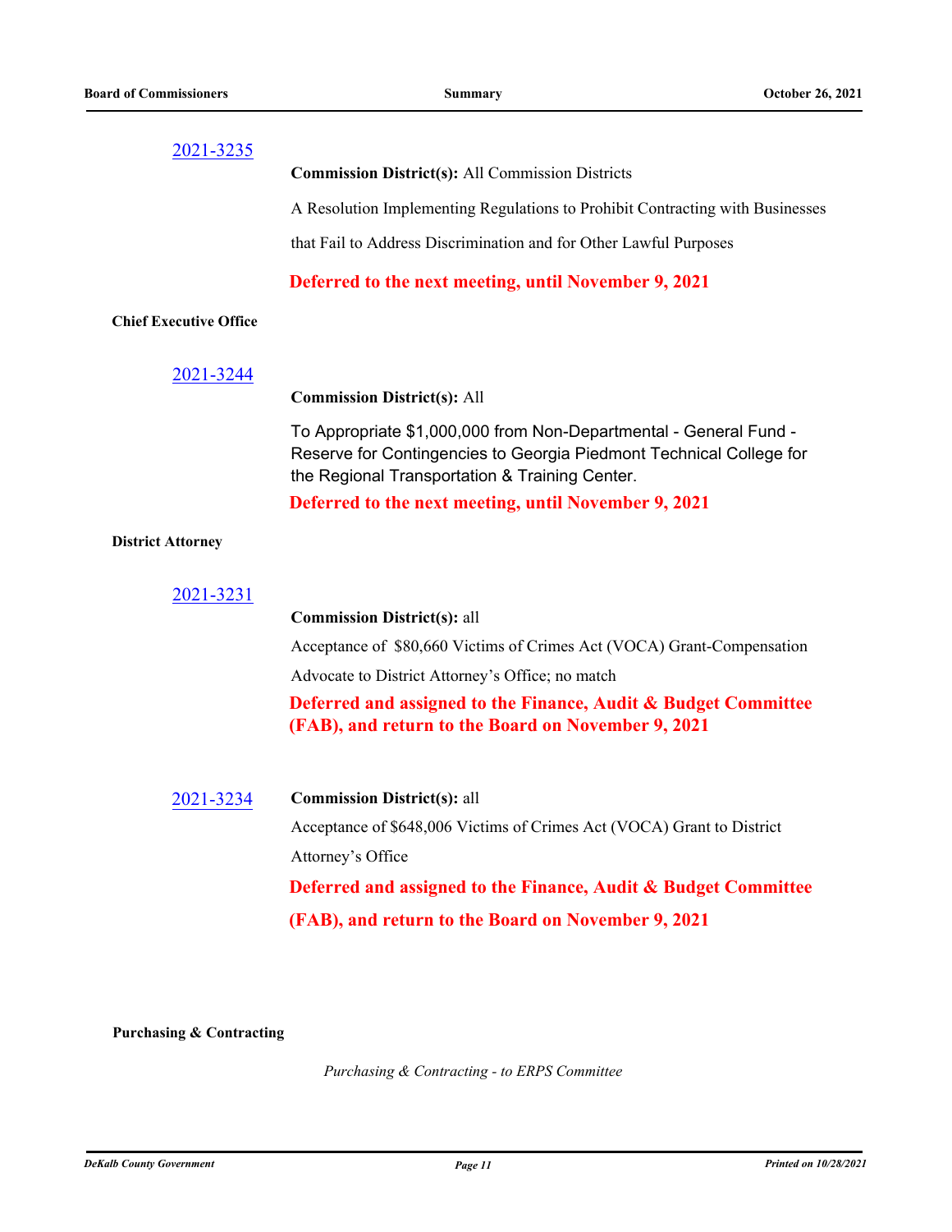2021-3235

**Commission District(s):** All Commission Districts

A Resolution Implementing Regulations to Prohibit Contracting with Businesses that Fail to Address Discrimination and for Other Lawful Purposes

**Deferred to the next meeting, until November 9, 2021**

**Chief Executive Office**

2021-3244

**Commission District(s):** All

To Appropriate $1,000,000 from Non-Departmental - General Fund - Reserve for Contingencies to Georgia Piedmont Technical College for the Regional Transportation & Training Center.

**Deferred to the next meeting, until November 9, 2021**

**District Attorney**

2021-3231

**Commission District(s):** all

Acceptance of $80,660 Victims of Crimes Act (VOCA) Grant-Compensation Advocate to District Attorney's Office; no match

**Deferred and assigned to the Finance, Audit & Budget Committee (FAB), and return to the Board on November 9, 2021**

2021-3234

**Commission District(s):** all

Acceptance of $648,006 Victims of Crimes Act (VOCA) Grant to District Attorney's Office

**Deferred and assigned to the Finance, Audit & Budget Committee (FAB), and return to the Board on November 9, 2021**

**Purchasing & Contracting**

*Purchasing & Contracting - to ERPS Committee*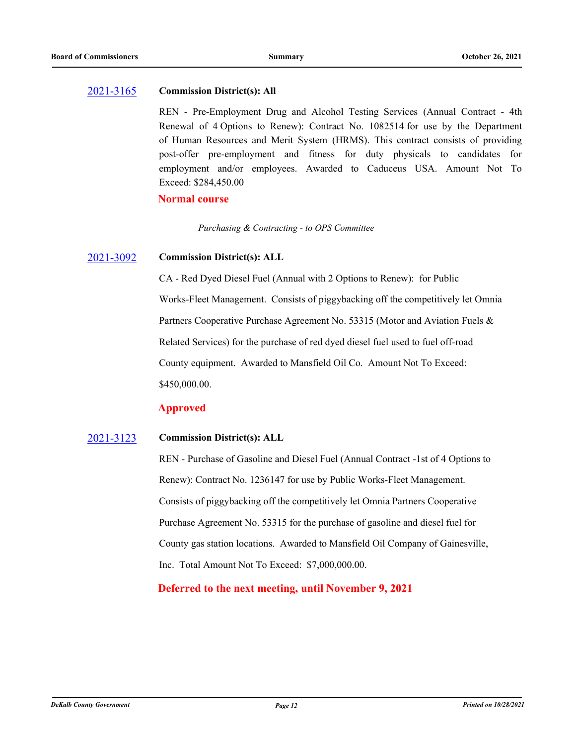[2021-3165] **Commission District(s): All**

REN - Pre-Employment Drug and Alcohol Testing Services (Annual Contract - 4th Renewal of 4 Options to Renew): Contract No. 1082514 for use by the Department of Human Resources and Merit System (HRMS). This contract consists of providing post-offer pre-employment and fitness for duty physicals to candidates for employment and/or employees. Awarded to Caduceus USA. Amount Not To Exceed: $284,450.00

**Normal course**

*Purchasing & Contracting - to OPS Committee*

[2021-3092] **Commission District(s): ALL**

CA - Red Dyed Diesel Fuel (Annual with 2 Options to Renew): for Public Works-Fleet Management. Consists of piggybacking off the competitively let Omnia Partners Cooperative Purchase Agreement No. 53315 (Motor and Aviation Fuels & Related Services) for the purchase of red dyed diesel fuel used to fuel off-road County equipment. Awarded to Mansfield Oil Co. Amount Not To Exceed: $450,000.00.

**Approved**

[2021-3123] **Commission District(s): ALL**

REN - Purchase of Gasoline and Diesel Fuel (Annual Contract -1st of 4 Options to Renew): Contract No. 1236147 for use by Public Works-Fleet Management. Consists of piggybacking off the competitively let Omnia Partners Cooperative Purchase Agreement No. 53315 for the purchase of gasoline and diesel fuel for County gas station locations. Awarded to Mansfield Oil Company of Gainesville, Inc. Total Amount Not To Exceed: $7,000,000.00.

**Deferred to the next meeting, until November 9, 2021**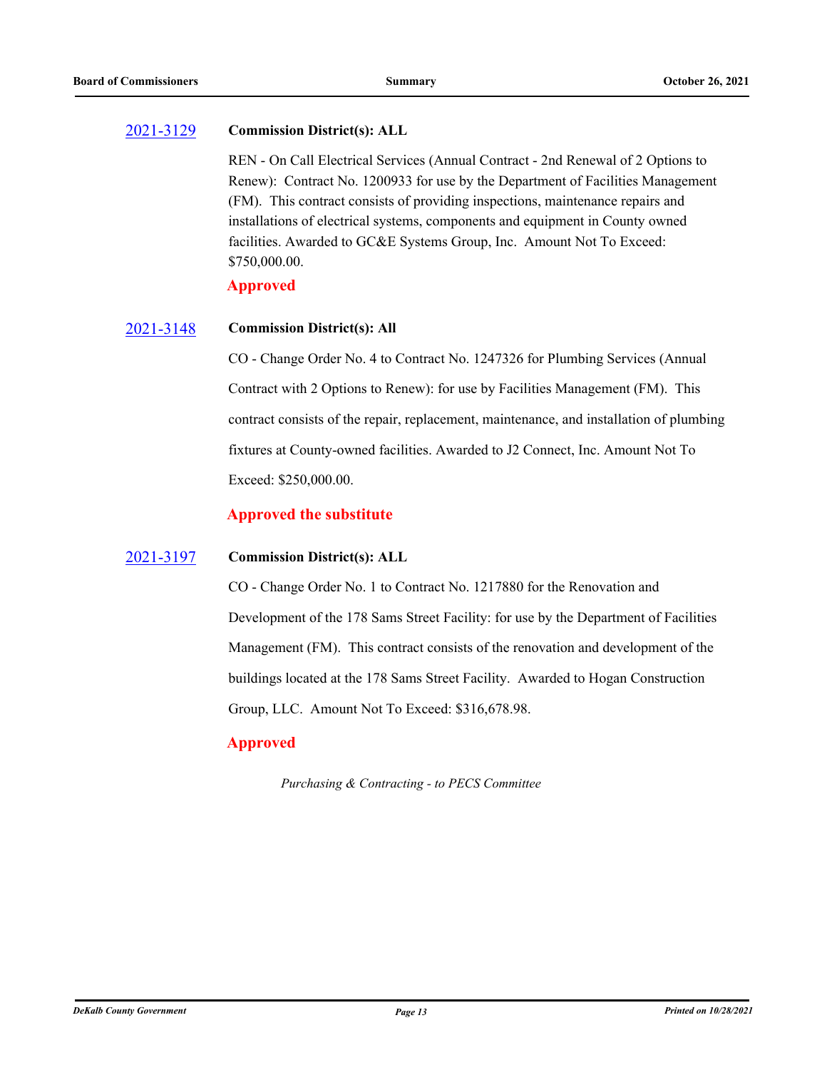2021-3129 **Commission District(s): ALL**

REN - On Call Electrical Services (Annual Contract - 2nd Renewal of 2 Options to Renew): Contract No. 1200933 for use by the Department of Facilities Management (FM). This contract consists of providing inspections, maintenance repairs and installations of electrical systems, components and equipment in County owned facilities. Awarded to GC&E Systems Group, Inc. Amount Not To Exceed: $750,000.00.

**Approved**

2021-3148 **Commission District(s): All**

CO - Change Order No. 4 to Contract No. 1247326 for Plumbing Services (Annual Contract with 2 Options to Renew): for use by Facilities Management (FM). This contract consists of the repair, replacement, maintenance, and installation of plumbing fixtures at County-owned facilities. Awarded to J2 Connect, Inc. Amount Not To Exceed: $250,000.00.

**Approved the substitute**

2021-3197 **Commission District(s): ALL**

CO - Change Order No. 1 to Contract No. 1217880 for the Renovation and Development of the 178 Sams Street Facility: for use by the Department of Facilities Management (FM). This contract consists of the renovation and development of the buildings located at the 178 Sams Street Facility. Awarded to Hogan Construction Group, LLC. Amount Not To Exceed: $316,678.98.

**Approved**

*Purchasing & Contracting - to PECS Committee*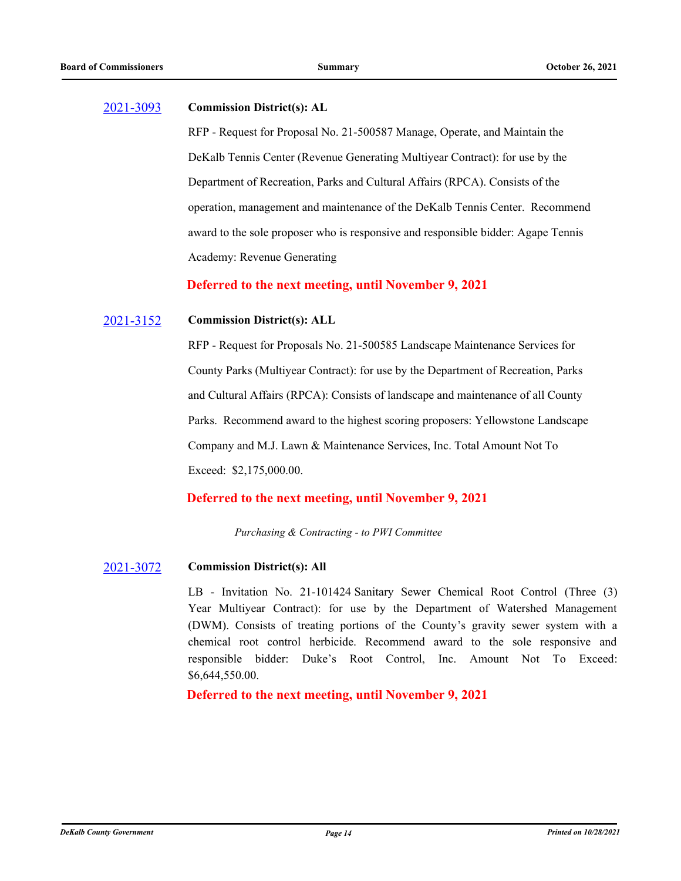2021-3093 **Commission District(s): AL**

RFP - Request for Proposal No. 21-500587 Manage, Operate, and Maintain the DeKalb Tennis Center (Revenue Generating Multiyear Contract): for use by the Department of Recreation, Parks and Cultural Affairs (RPCA). Consists of the operation, management and maintenance of the DeKalb Tennis Center. Recommend award to the sole proposer who is responsive and responsible bidder: Agape Tennis Academy: Revenue Generating

**Deferred to the next meeting, until November 9, 2021**

2021-3152 **Commission District(s): ALL**

RFP - Request for Proposals No. 21-500585 Landscape Maintenance Services for County Parks (Multiyear Contract): for use by the Department of Recreation, Parks and Cultural Affairs (RPCA): Consists of landscape and maintenance of all County Parks. Recommend award to the highest scoring proposers: Yellowstone Landscape Company and M.J. Lawn & Maintenance Services, Inc. Total Amount Not To Exceed: $2,175,000.00.

**Deferred to the next meeting, until November 9, 2021**

*Purchasing & Contracting - to PWI Committee*

2021-3072 **Commission District(s): All**

LB - Invitation No. 21-101424 Sanitary Sewer Chemical Root Control (Three (3) Year Multiyear Contract): for use by the Department of Watershed Management (DWM). Consists of treating portions of the County's gravity sewer system with a chemical root control herbicide. Recommend award to the sole responsive and responsible bidder: Duke's Root Control, Inc. Amount Not To Exceed: $6,644,550.00.

**Deferred to the next meeting, until November 9, 2021**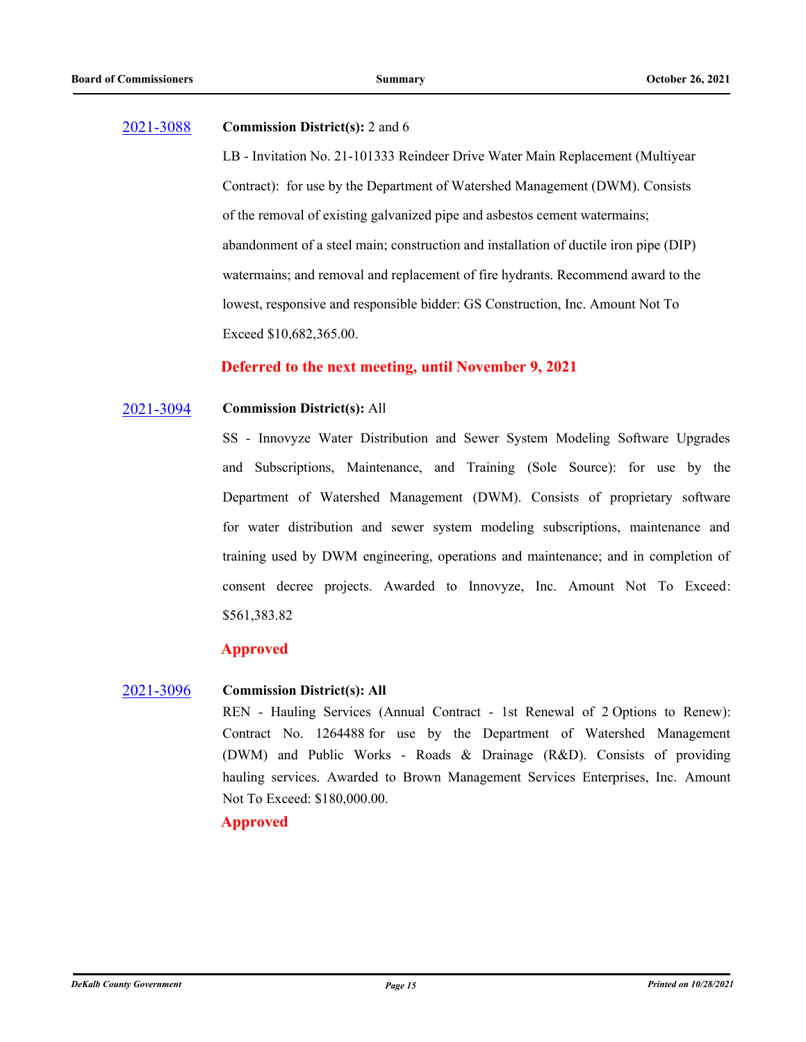2021-3088 **Commission District(s):** 2 and 6

LB - Invitation No. 21-101333 Reindeer Drive Water Main Replacement (Multiyear Contract): for use by the Department of Watershed Management (DWM). Consists of the removal of existing galvanized pipe and asbestos cement watermains; abandonment of a steel main; construction and installation of ductile iron pipe (DIP) watermains; and removal and replacement of fire hydrants. Recommend award to the lowest, responsive and responsible bidder: GS Construction, Inc. Amount Not To Exceed $10,682,365.00.

**Deferred to the next meeting, until November 9, 2021**

2021-3094 **Commission District(s):** All

SS - Innovyze Water Distribution and Sewer System Modeling Software Upgrades and Subscriptions, Maintenance, and Training (Sole Source): for use by the Department of Watershed Management (DWM). Consists of proprietary software for water distribution and sewer system modeling subscriptions, maintenance and training used by DWM engineering, operations and maintenance; and in completion of consent decree projects. Awarded to Innovyze, Inc. Amount Not To Exceed: $561,383.82

**Approved**

2021-3096 **Commission District(s): All**

REN - Hauling Services (Annual Contract - 1st Renewal of 2 Options to Renew): Contract No. 1264488 for use by the Department of Watershed Management (DWM) and Public Works - Roads & Drainage (R&D). Consists of providing hauling services. Awarded to Brown Management Services Enterprises, Inc. Amount Not To Exceed: $180,000.00.

**Approved**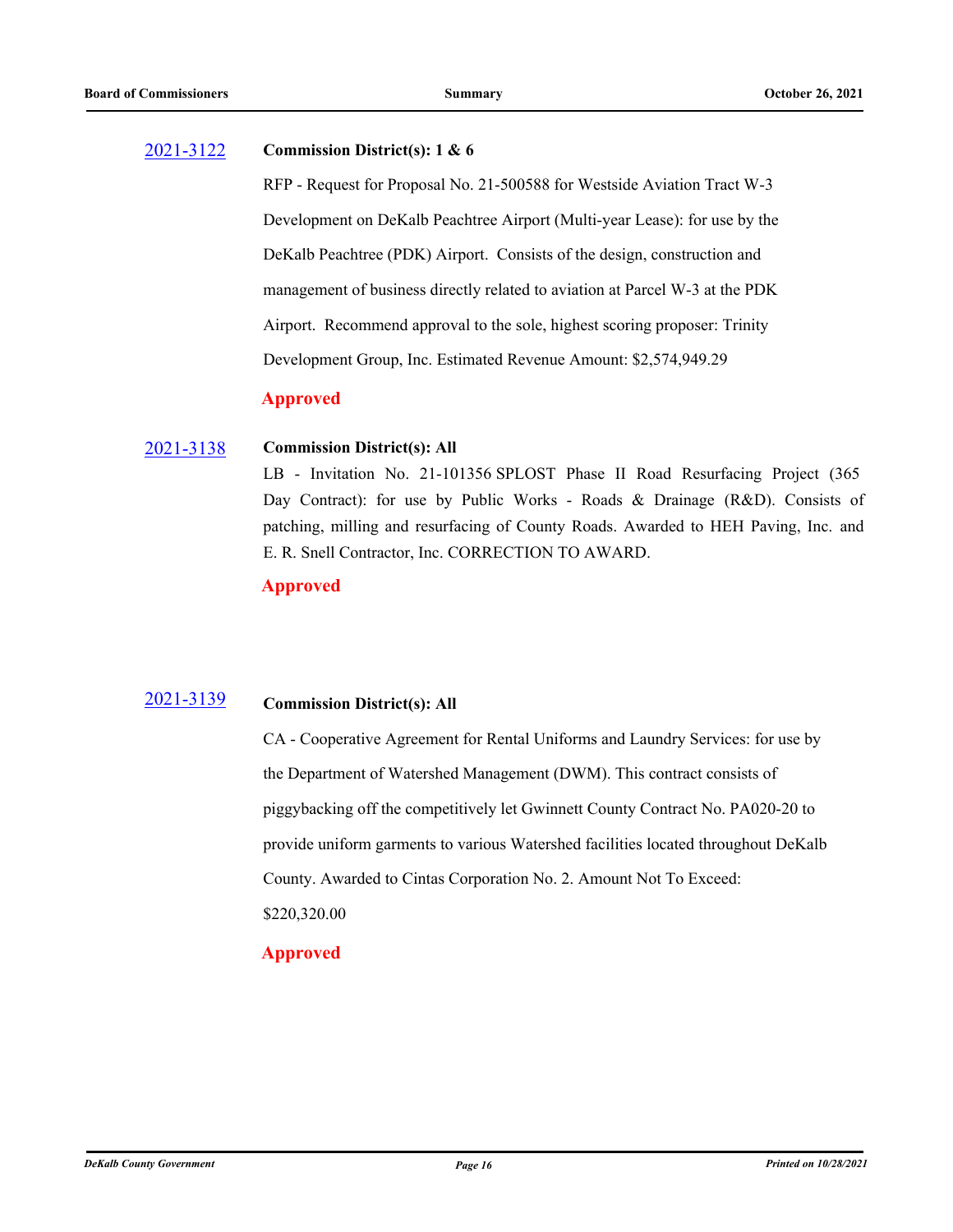[2021-3122] **Commission District(s): 1 & 6**

RFP - Request for Proposal No. 21-500588 for Westside Aviation Tract W-3 Development on DeKalb Peachtree Airport (Multi-year Lease): for use by the DeKalb Peachtree (PDK) Airport. Consists of the design, construction and management of business directly related to aviation at Parcel W-3 at the PDK Airport. Recommend approval to the sole, highest scoring proposer: Trinity Development Group, Inc. Estimated Revenue Amount: $2,574,949.29

**Approved**

[2021-3138] **Commission District(s): All**

LB - Invitation No. 21-101356 SPLOST Phase II Road Resurfacing Project (365 Day Contract): for use by Public Works - Roads & Drainage (R&D). Consists of patching, milling and resurfacing of County Roads. Awarded to HEH Paving, Inc. and E. R. Snell Contractor, Inc. CORRECTION TO AWARD.

**Approved**

[2021-3139] **Commission District(s): All**

CA - Cooperative Agreement for Rental Uniforms and Laundry Services: for use by the Department of Watershed Management (DWM). This contract consists of piggybacking off the competitively let Gwinnett County Contract No. PA020-20 to provide uniform garments to various Watershed facilities located throughout DeKalb County. Awarded to Cintas Corporation No. 2. Amount Not To Exceed: $220,320.00

**Approved**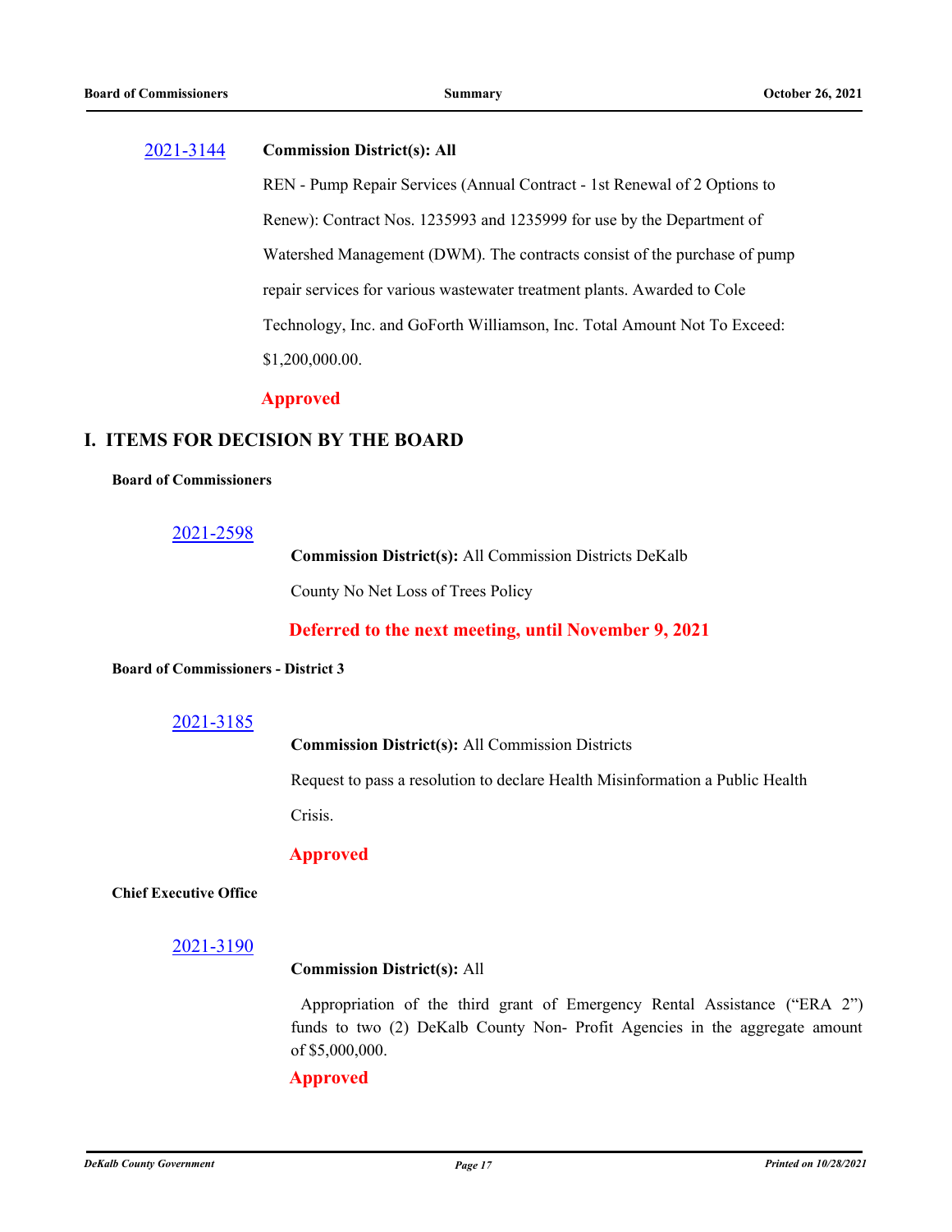2021-3144 **Commission District(s): All**

REN - Pump Repair Services (Annual Contract - 1st Renewal of 2 Options to Renew): Contract Nos. 1235993 and 1235999 for use by the Department of Watershed Management (DWM). The contracts consist of the purchase of pump repair services for various wastewater treatment plants. Awarded to Cole Technology, Inc. and GoForth Williamson, Inc. Total Amount Not To Exceed: $1,200,000.00.

**Approved**

## I. ITEMS FOR DECISION BY THE BOARD

### Board of Commissioners

2021-2598

**Commission District(s):** All Commission Districts DeKalb County No Net Loss of Trees Policy

**Deferred to the next meeting, until November 9, 2021**

### Board of Commissioners - District 3

2021-3185

**Commission District(s):** All Commission Districts

Request to pass a resolution to declare Health Misinformation a Public Health Crisis.

**Approved**

### Chief Executive Office

2021-3190

**Commission District(s):** All

Appropriation of the third grant of Emergency Rental Assistance ("ERA 2") funds to two (2) DeKalb County Non- Profit Agencies in the aggregate amount of $5,000,000.

**Approved**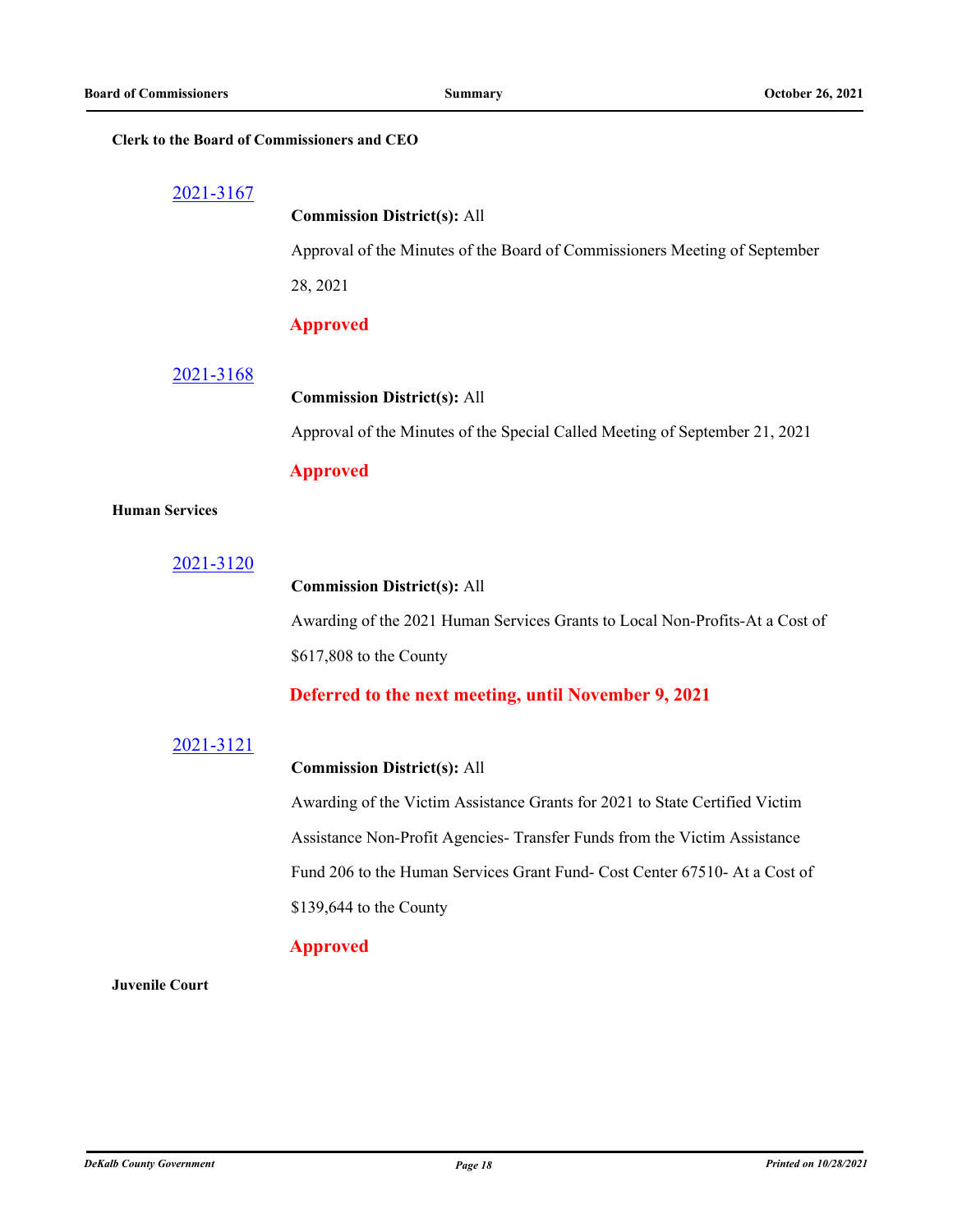**Clerk to the Board of Commissioners and CEO**

2021-3167

**Commission District(s):** All

Approval of the Minutes of the Board of Commissioners Meeting of September 28, 2021

**Approved**

2021-3168

**Commission District(s):** All

Approval of the Minutes of the Special Called Meeting of September 21, 2021

**Approved**

**Human Services**

2021-3120

**Commission District(s):** All

Awarding of the 2021 Human Services Grants to Local Non-Profits-At a Cost of $617,808 to the County

**Deferred to the next meeting, until November 9, 2021**

2021-3121

**Commission District(s):** All

Awarding of the Victim Assistance Grants for 2021 to State Certified Victim Assistance Non-Profit Agencies- Transfer Funds from the Victim Assistance Fund 206 to the Human Services Grant Fund- Cost Center 67510- At a Cost of $139,644 to the County

**Approved**

**Juvenile Court**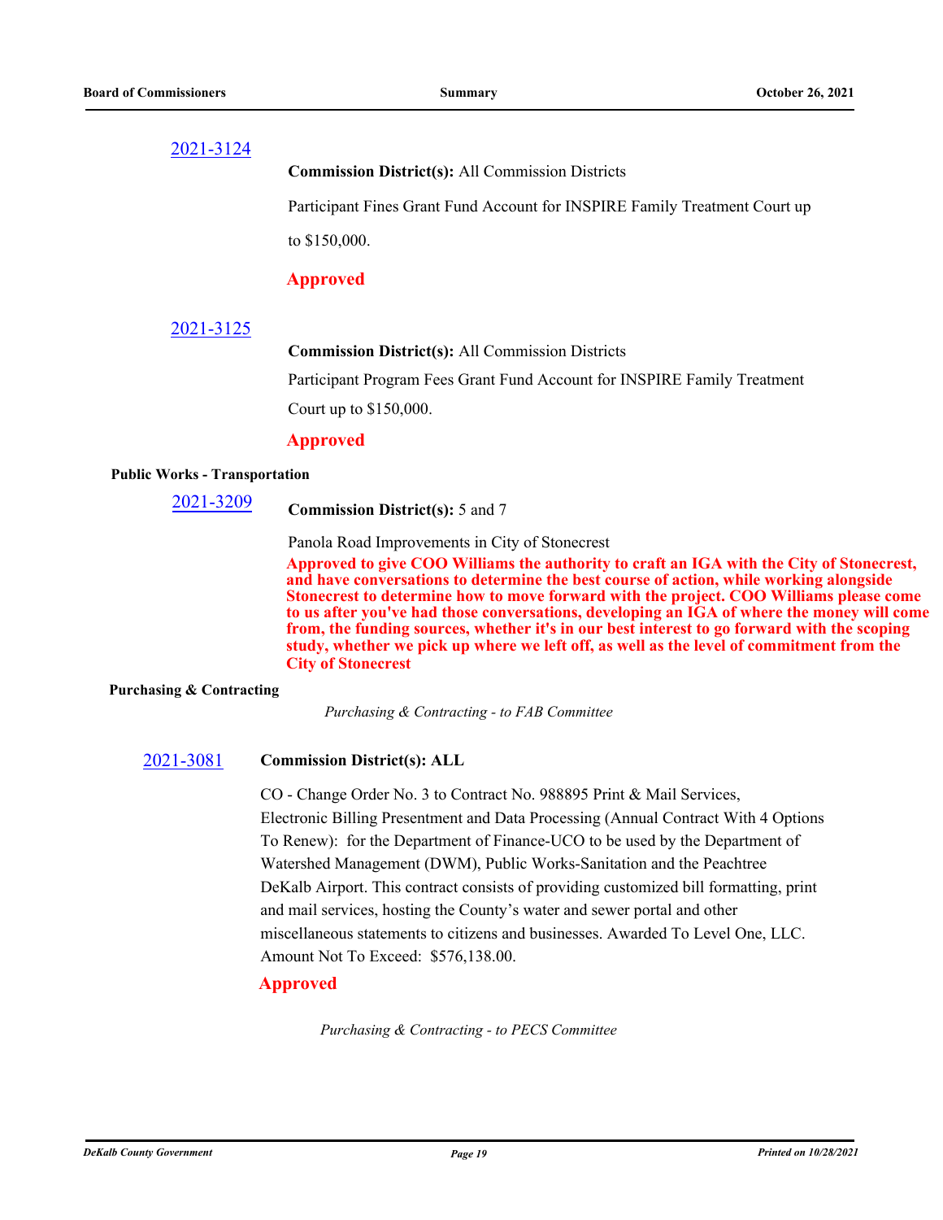[2021-3124]

**Commission District(s):** All Commission Districts

Participant Fines Grant Fund Account for INSPIRE Family Treatment Court up to $150,000.

**Approved**

[2021-3125]

**Commission District(s):** All Commission Districts

Participant Program Fees Grant Fund Account for INSPIRE Family Treatment Court up to $150,000.

**Approved**

**Public Works - Transportation**

[2021-3209]

**Commission District(s):** 5 and 7

Panola Road Improvements in City of Stonecrest

**Approved to give COO Williams the authority to craft an IGA with the City of Stonecrest, and have conversations to determine the best course of action, while working alongside Stonecrest to determine how to move forward with the project. COO Williams please come to us after you've had those conversations, developing an IGA of where the money will come from, the funding sources, whether it's in our best interest to go forward with the scoping study, whether we pick up where we left off, as well as the level of commitment from the City of Stonecrest**

**Purchasing & Contracting**

*Purchasing & Contracting - to FAB Committee*

[2021-3081]

**Commission District(s): ALL**

CO - Change Order No. 3 to Contract No. 988895 Print & Mail Services, Electronic Billing Presentment and Data Processing (Annual Contract With 4 Options To Renew): for the Department of Finance-UCO to be used by the Department of Watershed Management (DWM), Public Works-Sanitation and the Peachtree DeKalb Airport. This contract consists of providing customized bill formatting, print and mail services, hosting the County's water and sewer portal and other miscellaneous statements to citizens and businesses. Awarded To Level One, LLC. Amount Not To Exceed: $576,138.00.

**Approved**

*Purchasing & Contracting - to PECS Committee*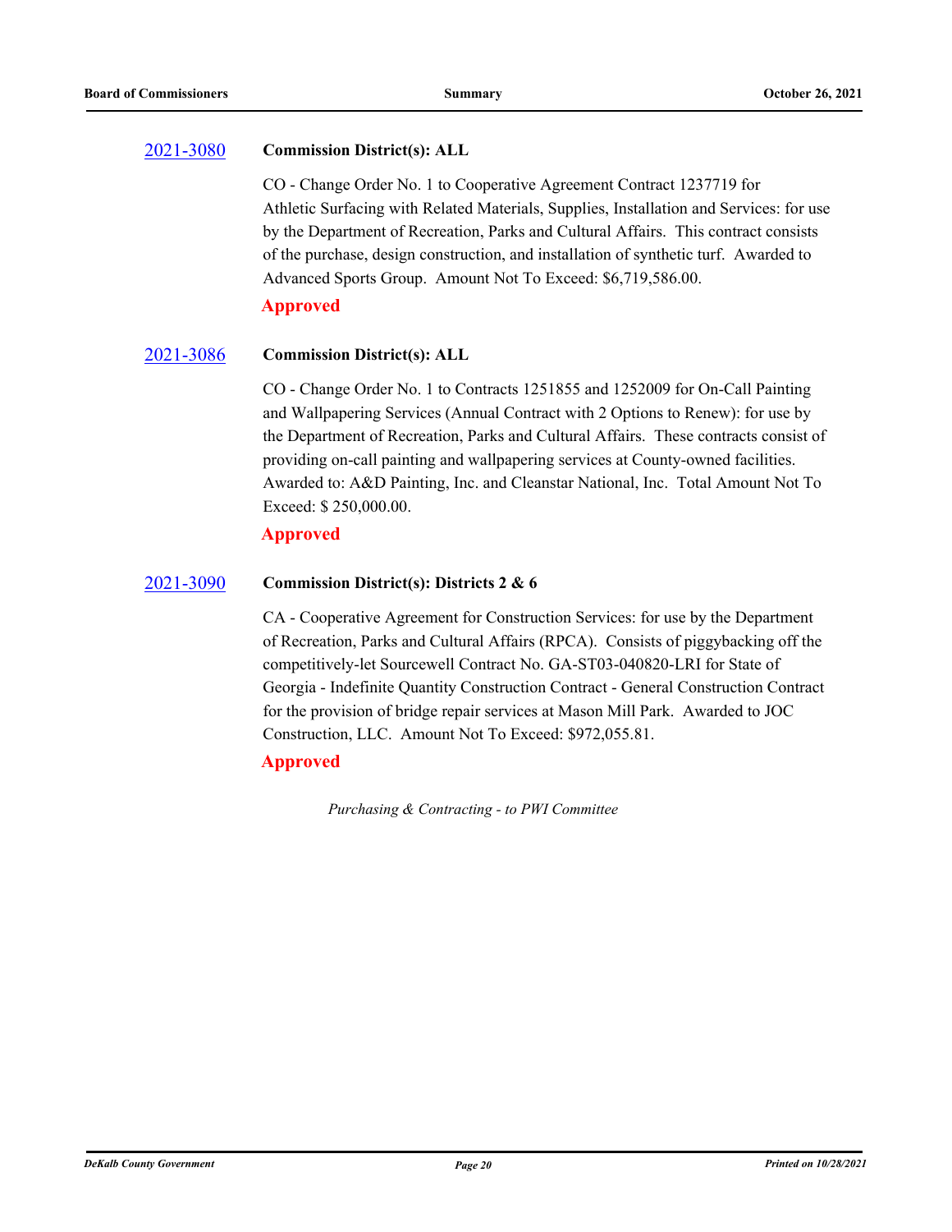[2021-3080](#) **Commission District(s): ALL**

CO - Change Order No. 1 to Cooperative Agreement Contract 1237719 for Athletic Surfacing with Related Materials, Supplies, Installation and Services: for use by the Department of Recreation, Parks and Cultural Affairs. This contract consists of the purchase, design construction, and installation of synthetic turf. Awarded to Advanced Sports Group. Amount Not To Exceed: $6,719,586.00.

**Approved**

[2021-3086](#) **Commission District(s): ALL**

CO - Change Order No. 1 to Contracts 1251855 and 1252009 for On-Call Painting and Wallpapering Services (Annual Contract with 2 Options to Renew): for use by the Department of Recreation, Parks and Cultural Affairs. These contracts consist of providing on-call painting and wallpapering services at County-owned facilities. Awarded to: A&D Painting, Inc. and Cleanstar National, Inc. Total Amount Not To Exceed: $ 250,000.00.

**Approved**

[2021-3090](#) **Commission District(s): Districts 2 & 6**

CA - Cooperative Agreement for Construction Services: for use by the Department of Recreation, Parks and Cultural Affairs (RPCA). Consists of piggybacking off the competitively-let Sourcewell Contract No. GA-ST03-040820-LRI for State of Georgia - Indefinite Quantity Construction Contract - General Construction Contract for the provision of bridge repair services at Mason Mill Park. Awarded to JOC Construction, LLC. Amount Not To Exceed: $972,055.81.

**Approved**

*Purchasing & Contracting - to PWI Committee*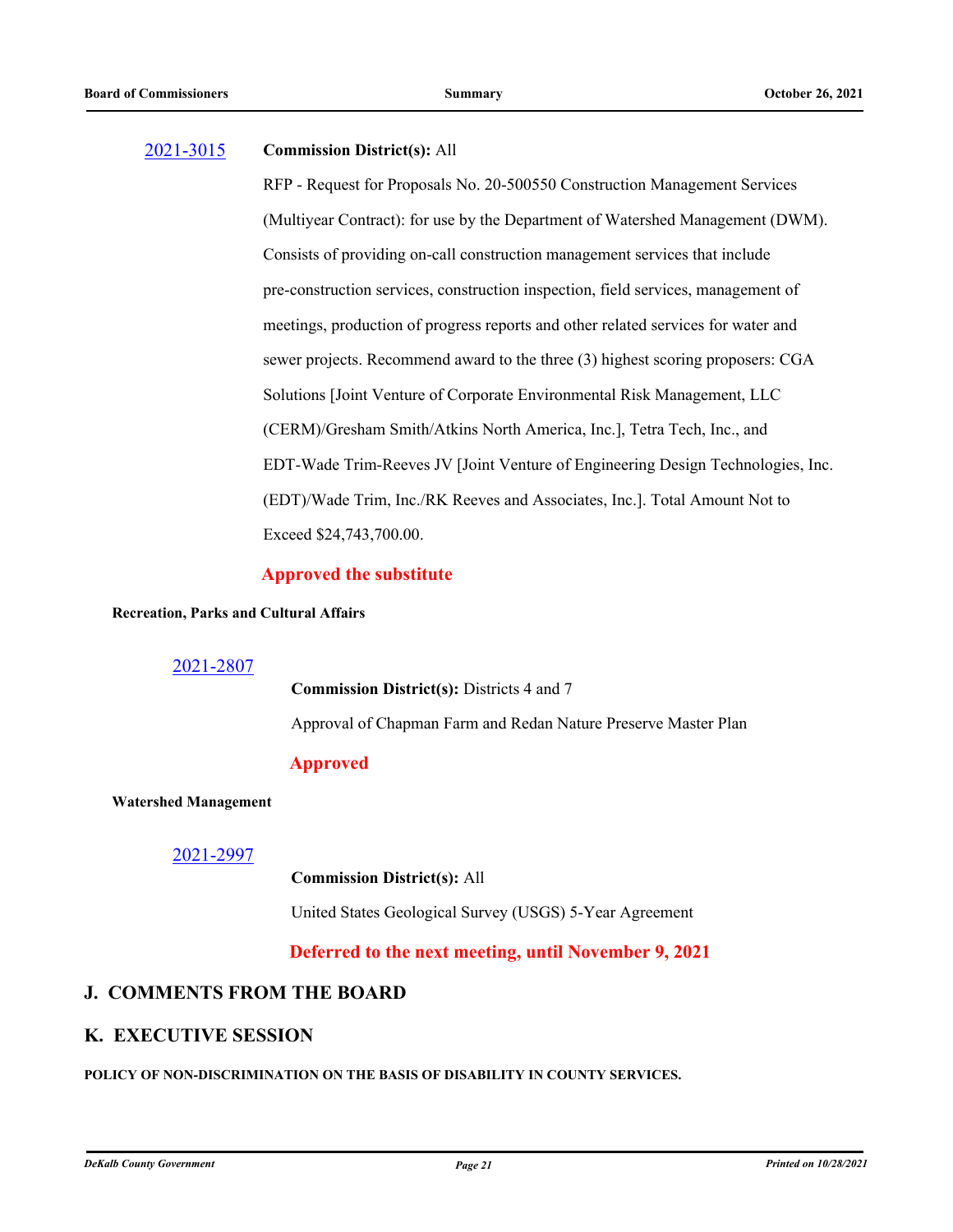2021-3015 **Commission District(s):** All

RFP - Request for Proposals No. 20-500550 Construction Management Services (Multiyear Contract): for use by the Department of Watershed Management (DWM). Consists of providing on-call construction management services that include pre-construction services, construction inspection, field services, management of meetings, production of progress reports and other related services for water and sewer projects. Recommend award to the three (3) highest scoring proposers: CGA Solutions [Joint Venture of Corporate Environmental Risk Management, LLC (CERM)/Gresham Smith/Atkins North America, Inc.], Tetra Tech, Inc., and EDT-Wade Trim-Reeves JV [Joint Venture of Engineering Design Technologies, Inc. (EDT)/Wade Trim, Inc./RK Reeves and Associates, Inc.]. Total Amount Not to Exceed $24,743,700.00.

**Approved the substitute**

**Recreation, Parks and Cultural Affairs**

2021-2807

**Commission District(s):** Districts 4 and 7

Approval of Chapman Farm and Redan Nature Preserve Master Plan

**Approved**

**Watershed Management**

2021-2997

**Commission District(s):** All

United States Geological Survey (USGS) 5-Year Agreement

**Deferred to the next meeting, until November 9, 2021**

## J. COMMENTS FROM THE BOARD

## K. EXECUTIVE SESSION

**POLICY OF NON-DISCRIMINATION ON THE BASIS OF DISABILITY IN COUNTY SERVICES.**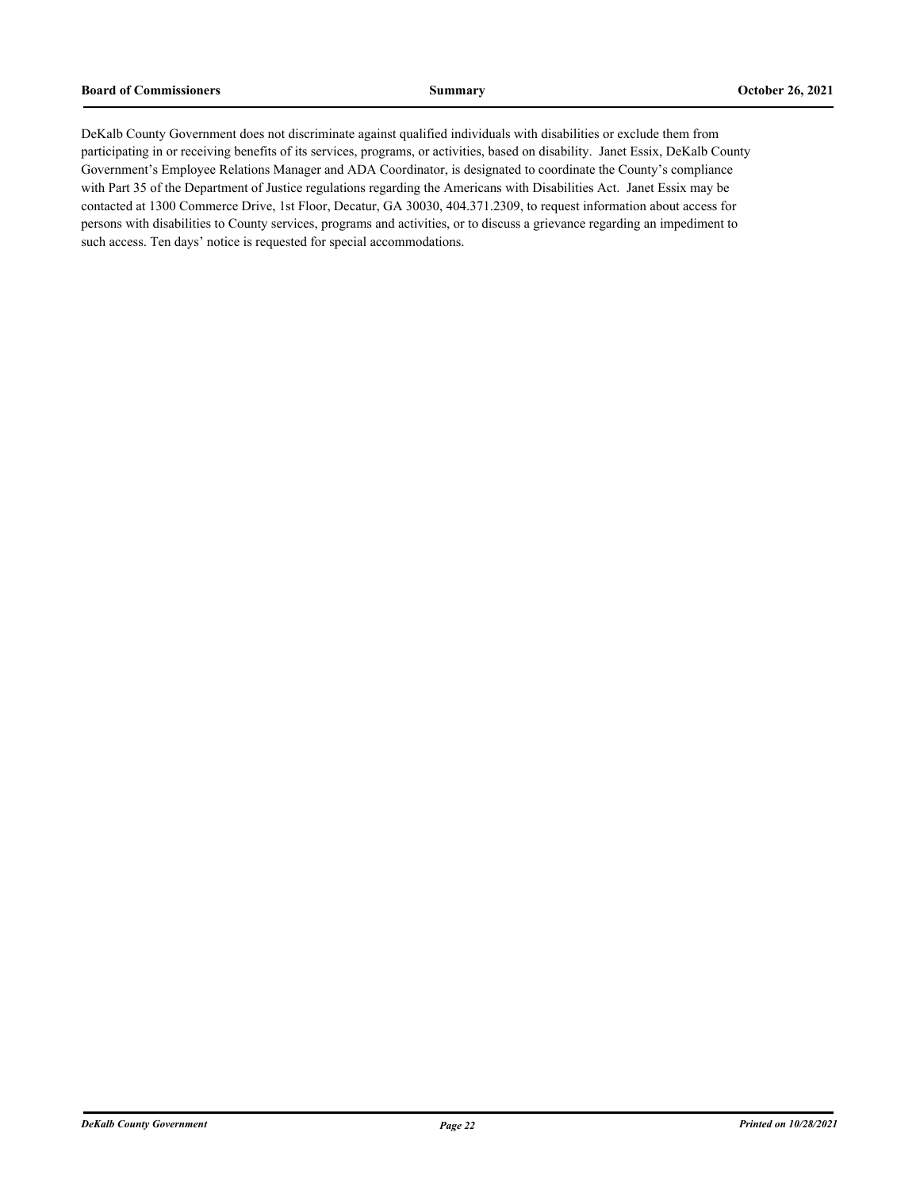DeKalb County Government does not discriminate against qualified individuals with disabilities or exclude them from participating in or receiving benefits of its services, programs, or activities, based on disability. Janet Essix, DeKalb County Government's Employee Relations Manager and ADA Coordinator, is designated to coordinate the County's compliance with Part 35 of the Department of Justice regulations regarding the Americans with Disabilities Act. Janet Essix may be contacted at 1300 Commerce Drive, 1st Floor, Decatur, GA 30030, 404.371.2309, to request information about access for persons with disabilities to County services, programs and activities, or to discuss a grievance regarding an impediment to such access. Ten days' notice is requested for special accommodations.